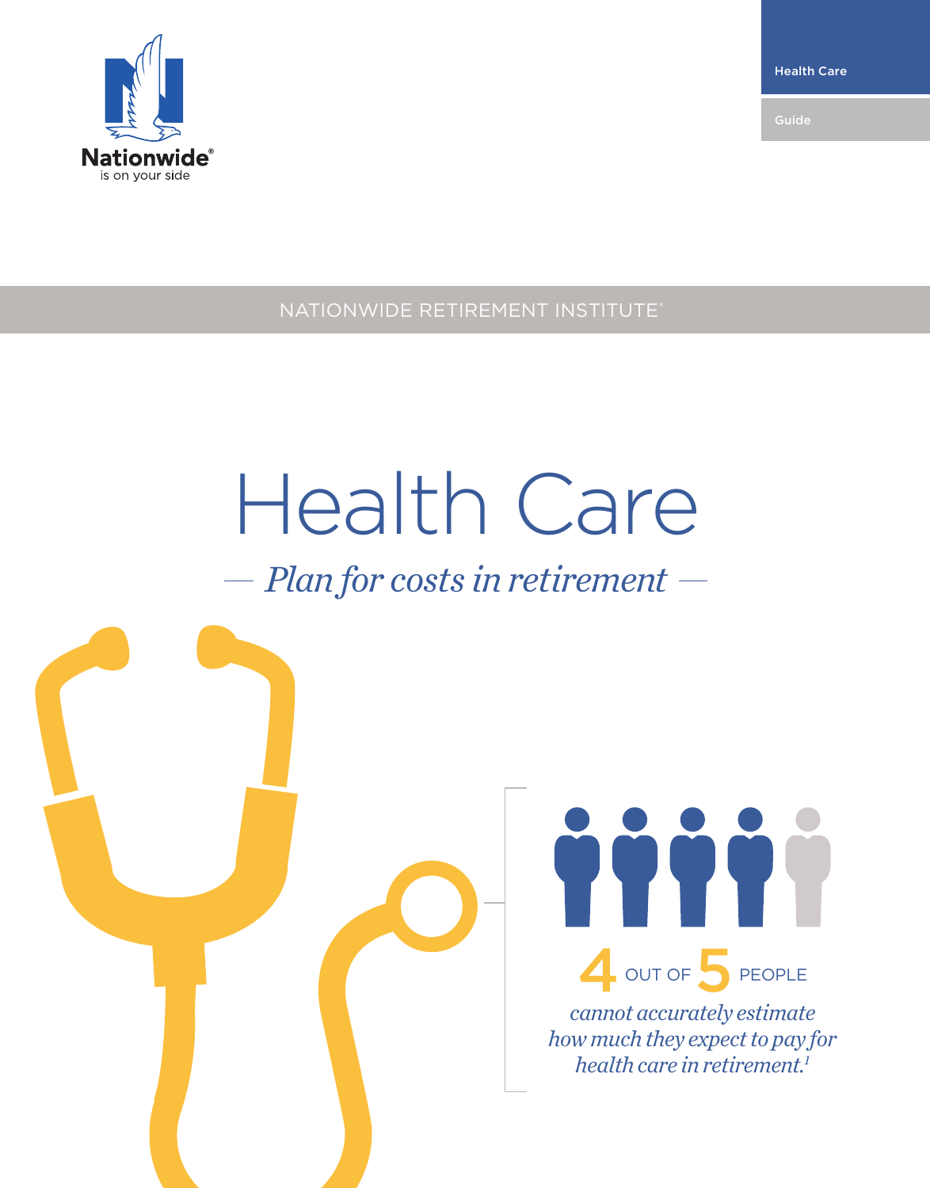Nationwide®
is on your side

Health Care

Guide

NATIONWIDE RETIREMENT INSTITUTE®

# Health Care

*— Plan for costs in retirement —*

4 OUT OF 5 PEOPLE

*cannot accurately estimate how much they expect to pay for health care in retirement.*[1]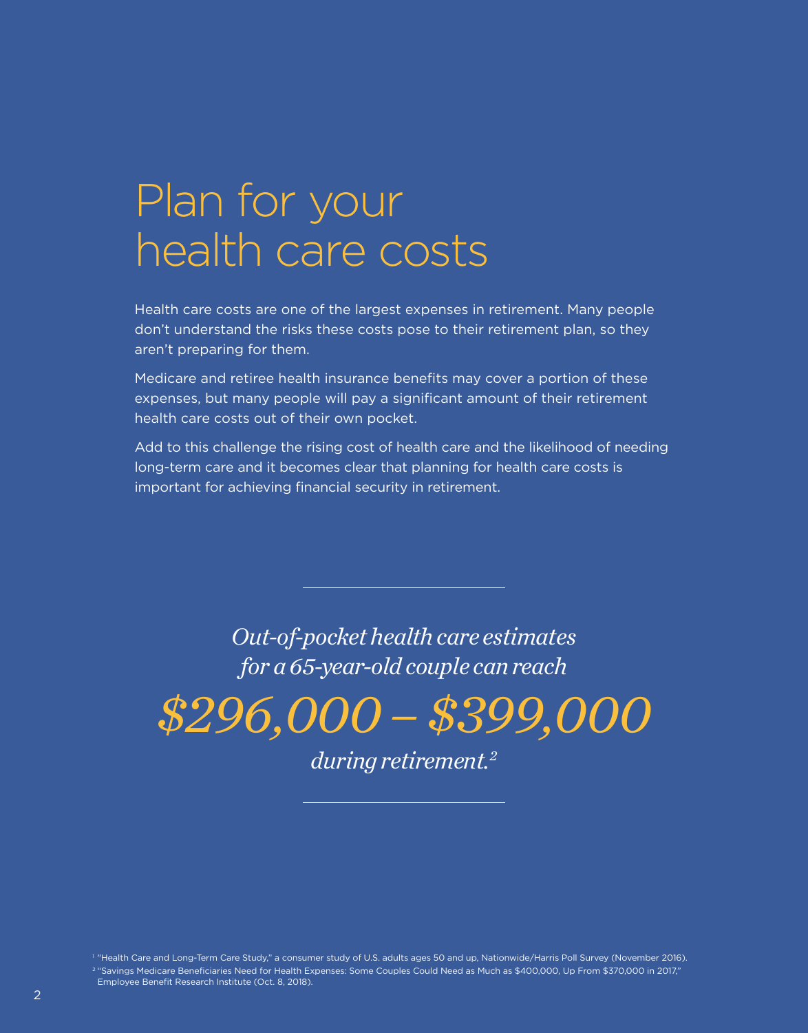# Plan for your health care costs

Health care costs are one of the largest expenses in retirement. Many people don't understand the risks these costs pose to their retirement plan, so they aren't preparing for them.

Medicare and retiree health insurance benefits may cover a portion of these expenses, but many people will pay a significant amount of their retirement health care costs out of their own pocket.

Add to this challenge the rising cost of health care and the likelihood of needing long-term care and it becomes clear that planning for health care costs is important for achieving financial security in retirement.

---

*Out-of-pocket health care estimates for a 65-year-old couple can reach*

***$296,000 – $399,000***

*during retirement.*[2]

---

[1] "Health Care and Long-Term Care Study," a consumer study of U.S. adults ages 50 and up, Nationwide/Harris Poll Survey (November 2016).

[2] "Savings Medicare Beneficiaries Need for Health Expenses: Some Couples Could Need as Much as $400,000, Up From $370,000 in 2017," Employee Benefit Research Institute (Oct. 8, 2018).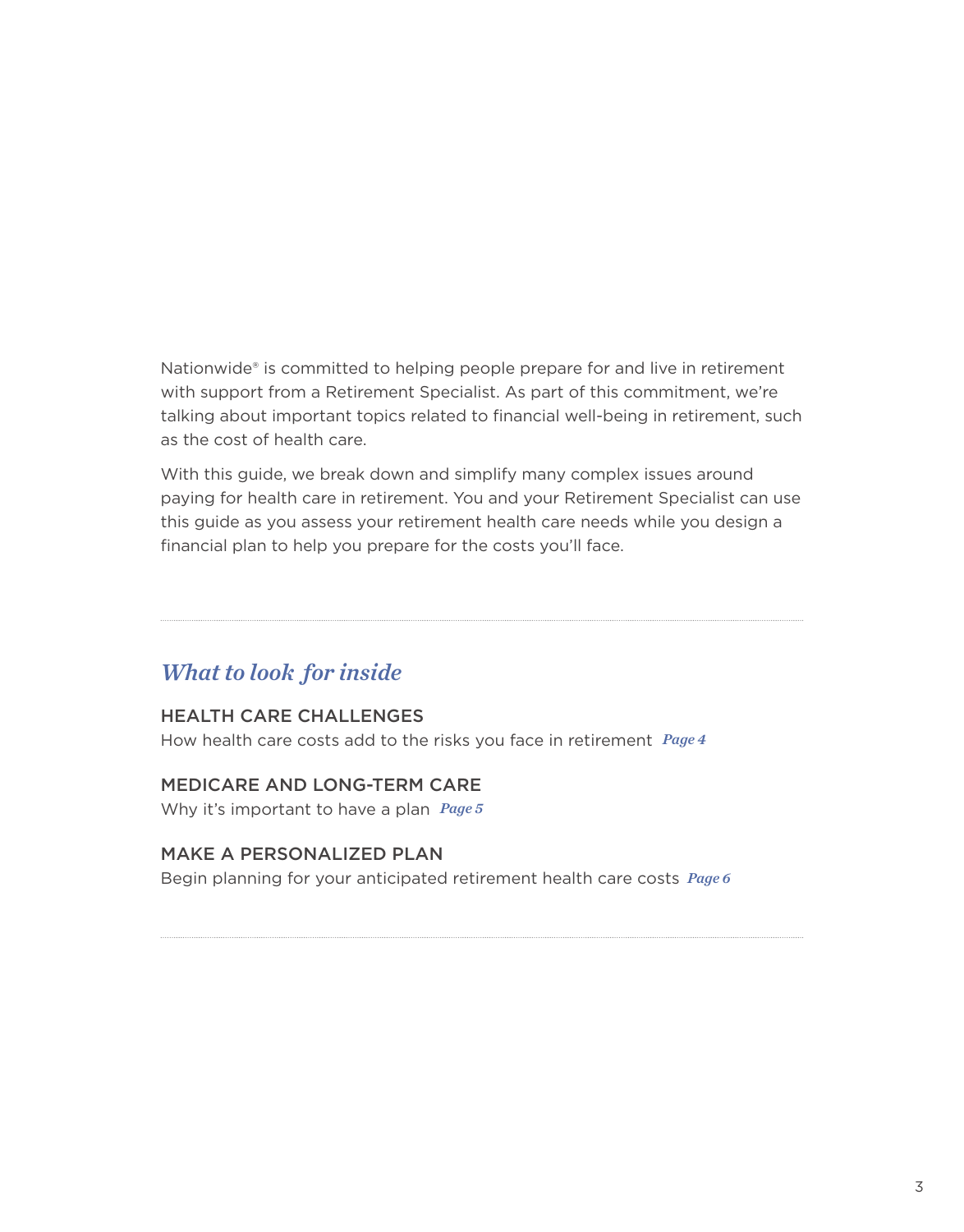Nationwide® is committed to helping people prepare for and live in retirement with support from a Retirement Specialist. As part of this commitment, we're talking about important topics related to financial well-being in retirement, such as the cost of health care.

With this guide, we break down and simplify many complex issues around paying for health care in retirement. You and your Retirement Specialist can use this guide as you assess your retirement health care needs while you design a financial plan to help you prepare for the costs you'll face.

## *What to look for inside*

### HEALTH CARE CHALLENGES

How health care costs add to the risks you face in retirement *Page 4*

### MEDICARE AND LONG-TERM CARE

Why it's important to have a plan *Page 5*

### MAKE A PERSONALIZED PLAN

Begin planning for your anticipated retirement health care costs *Page 6*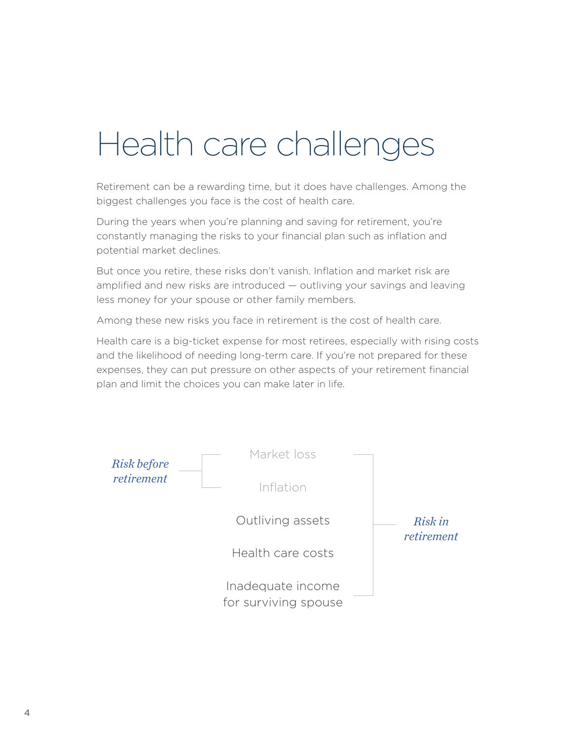# Health care challenges

Retirement can be a rewarding time, but it does have challenges. Among the biggest challenges you face is the cost of health care.

During the years when you're planning and saving for retirement, you're constantly managing the risks to your financial plan such as inflation and potential market declines.

But once you retire, these risks don't vanish. Inflation and market risk are amplified and new risks are introduced — outliving your savings and leaving less money for your spouse or other family members.

Among these new risks you face in retirement is the cost of health care.

Health care is a big-ticket expense for most retirees, especially with rising costs and the likelihood of needing long-term care. If you're not prepared for these expenses, they can put pressure on other aspects of your retirement financial plan and limit the choices you can make later in life.

*Risk before retirement*

Market loss

Inflation

Outliving assets

Health care costs

Inadequate income for surviving spouse

*Risk in retirement*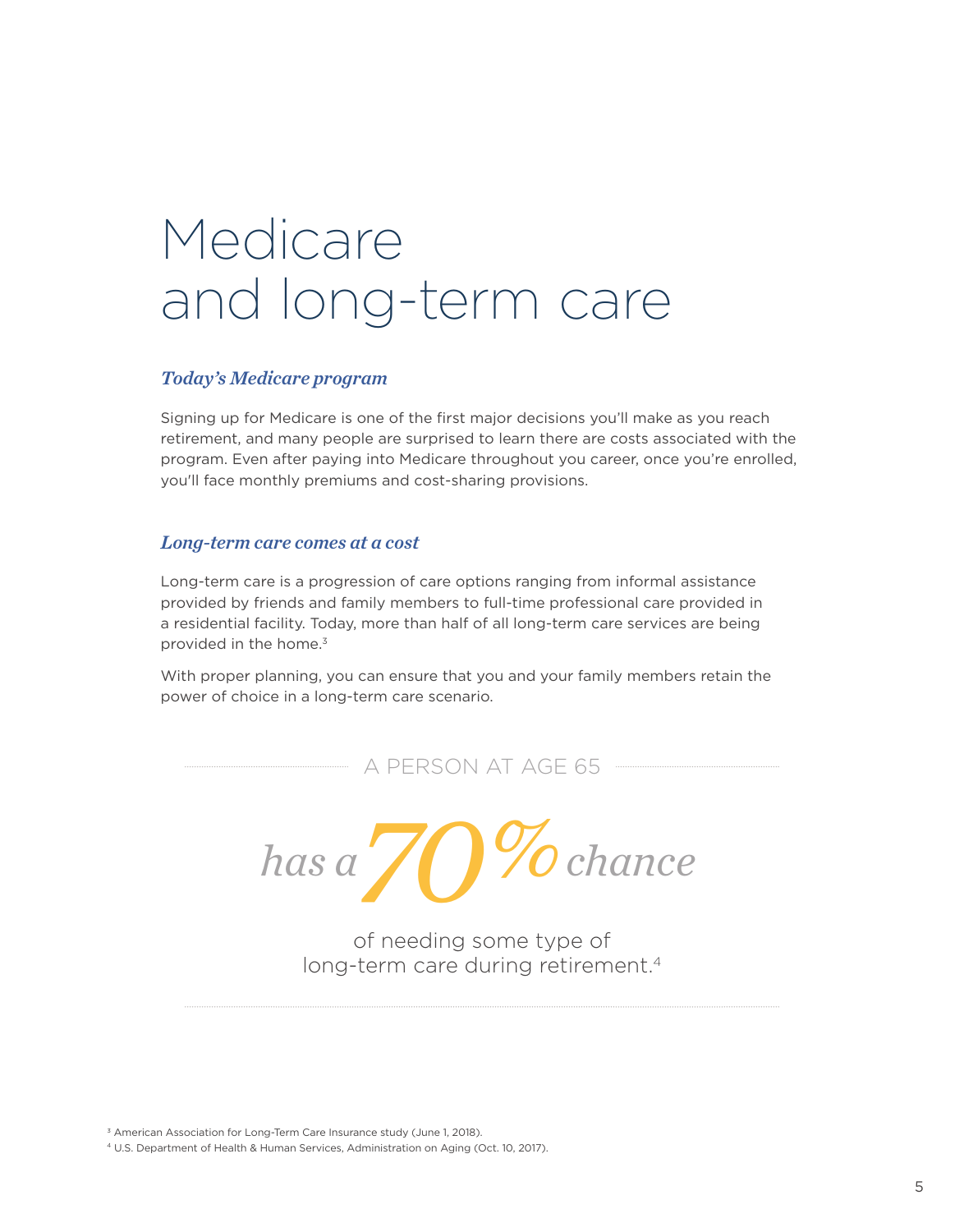# Medicare and long-term care

### *Today's Medicare program*

Signing up for Medicare is one of the first major decisions you'll make as you reach retirement, and many people are surprised to learn there are costs associated with the program. Even after paying into Medicare throughout you career, once you're enrolled, you'll face monthly premiums and cost-sharing provisions.

### *Long-term care comes at a cost*

Long-term care is a progression of care options ranging from informal assistance provided by friends and family members to full-time professional care provided in a residential facility. Today, more than half of all long-term care services are being provided in the home.[3]

With proper planning, you can ensure that you and your family members retain the power of choice in a long-term care scenario.

A PERSON AT AGE 65

*has a 70% chance*

of needing some type of long-term care during retirement.[4]

---

[3] American Association for Long-Term Care Insurance study (June 1, 2018).

[4] U.S. Department of Health & Human Services, Administration on Aging (Oct. 10, 2017).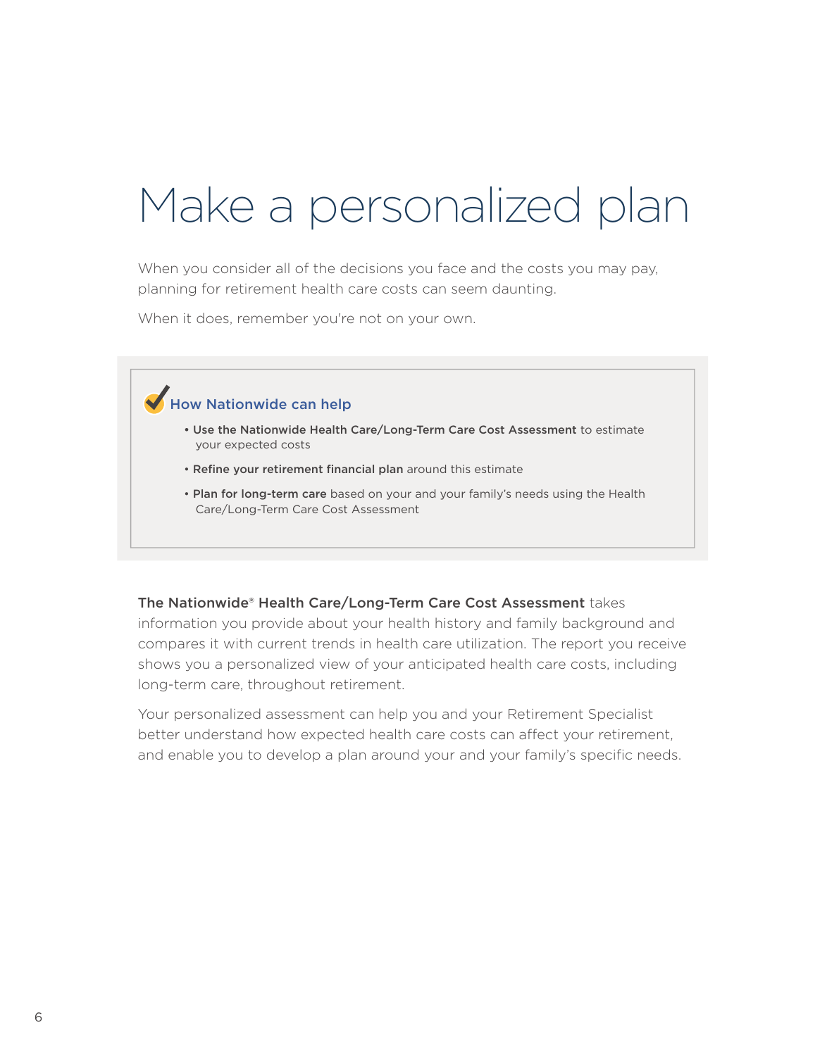# Make a personalized plan

When you consider all of the decisions you face and the costs you may pay, planning for retirement health care costs can seem daunting.

When it does, remember you're not on your own.

### How Nationwide can help

- **Use the Nationwide Health Care/Long-Term Care Cost Assessment** to estimate your expected costs
- **Refine your retirement financial plan** around this estimate
- **Plan for long-term care** based on your and your family's needs using the Health Care/Long-Term Care Cost Assessment

**The Nationwide® Health Care/Long-Term Care Cost Assessment** takes information you provide about your health history and family background and compares it with current trends in health care utilization. The report you receive shows you a personalized view of your anticipated health care costs, including long-term care, throughout retirement.

Your personalized assessment can help you and your Retirement Specialist better understand how expected health care costs can affect your retirement, and enable you to develop a plan around your and your family's specific needs.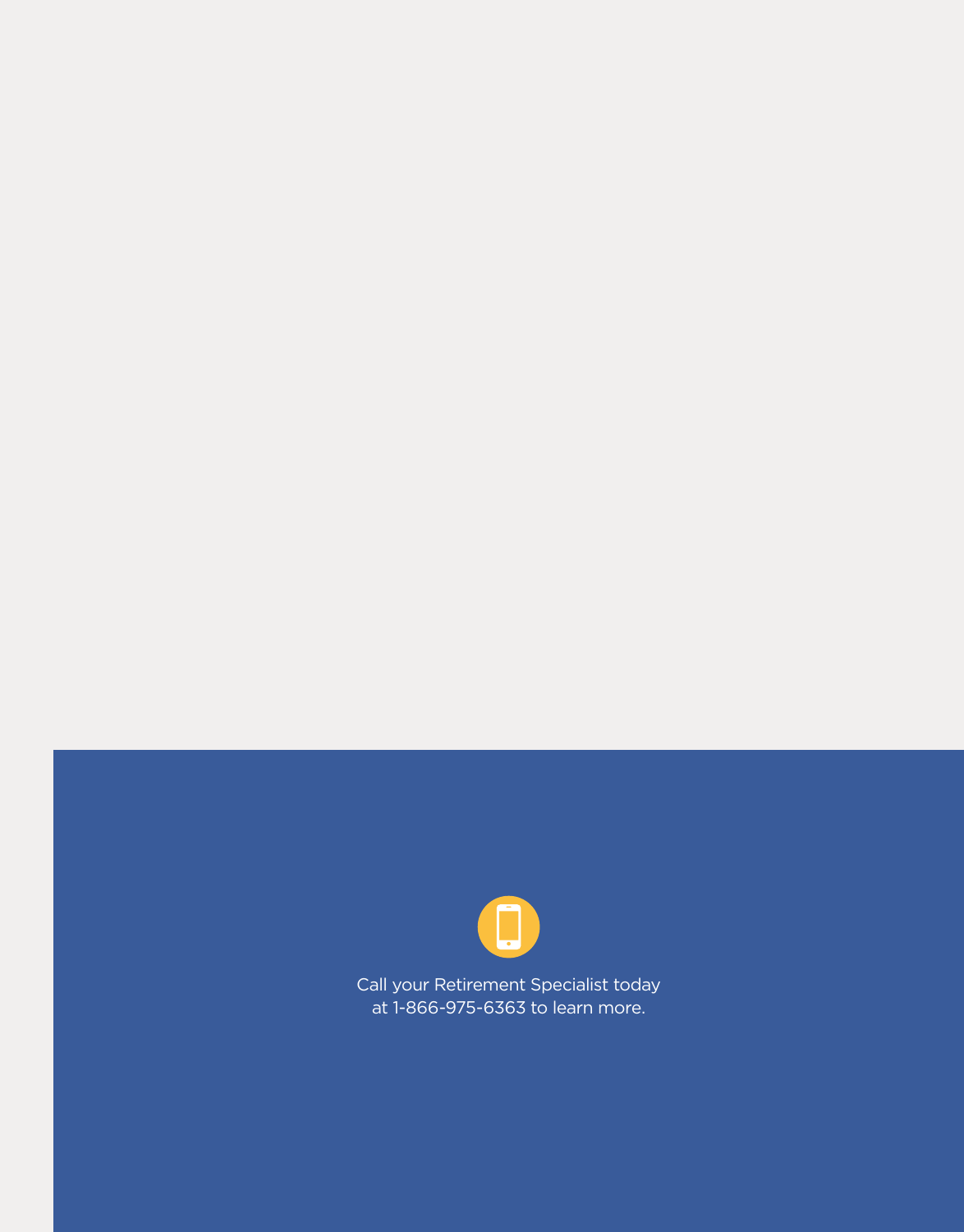Call your Retirement Specialist today at 1-866-975-6363 to learn more.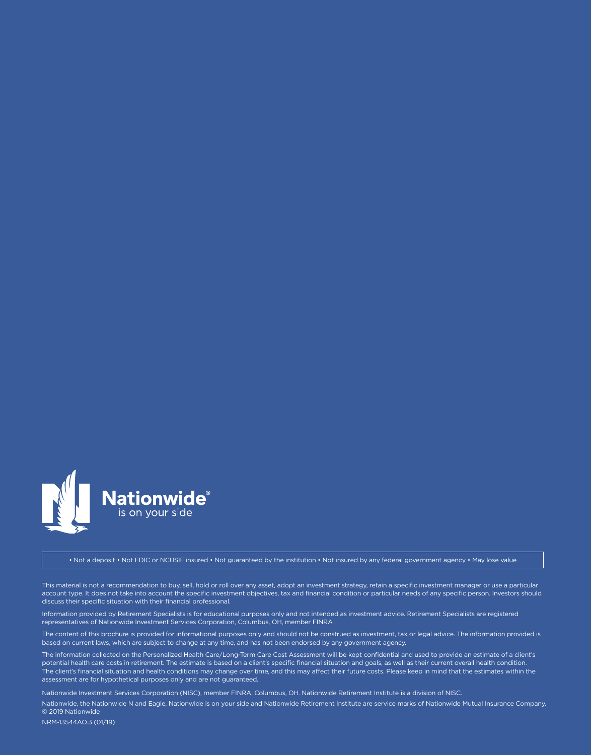Nationwide®
is on your side

• Not a deposit • Not FDIC or NCUSIF insured • Not guaranteed by the institution • Not insured by any federal government agency • May lose value

This material is not a recommendation to buy, sell, hold or roll over any asset, adopt an investment strategy, retain a specific investment manager or use a particular account type. It does not take into account the specific investment objectives, tax and financial condition or particular needs of any specific person. Investors should discuss their specific situation with their financial professional.

Information provided by Retirement Specialists is for educational purposes only and not intended as investment advice. Retirement Specialists are registered representatives of Nationwide Investment Services Corporation, Columbus, OH, member FINRA

The content of this brochure is provided for informational purposes only and should not be construed as investment, tax or legal advice. The information provided is based on current laws, which are subject to change at any time, and has not been endorsed by any government agency.

The information collected on the Personalized Health Care/Long-Term Care Cost Assessment will be kept confidential and used to provide an estimate of a client's potential health care costs in retirement. The estimate is based on a client's specific financial situation and goals, as well as their current overall health condition. The client's financial situation and health conditions may change over time, and this may affect their future costs. Please keep in mind that the estimates within the assessment are for hypothetical purposes only and are not guaranteed.

Nationwide Investment Services Corporation (NISC), member FINRA, Columbus, OH. Nationwide Retirement Institute is a division of NISC.

Nationwide, the Nationwide N and Eagle, Nationwide is on your side and Nationwide Retirement Institute are service marks of Nationwide Mutual Insurance Company. © 2019 Nationwide

NRM-13544AO.3 (01/19)